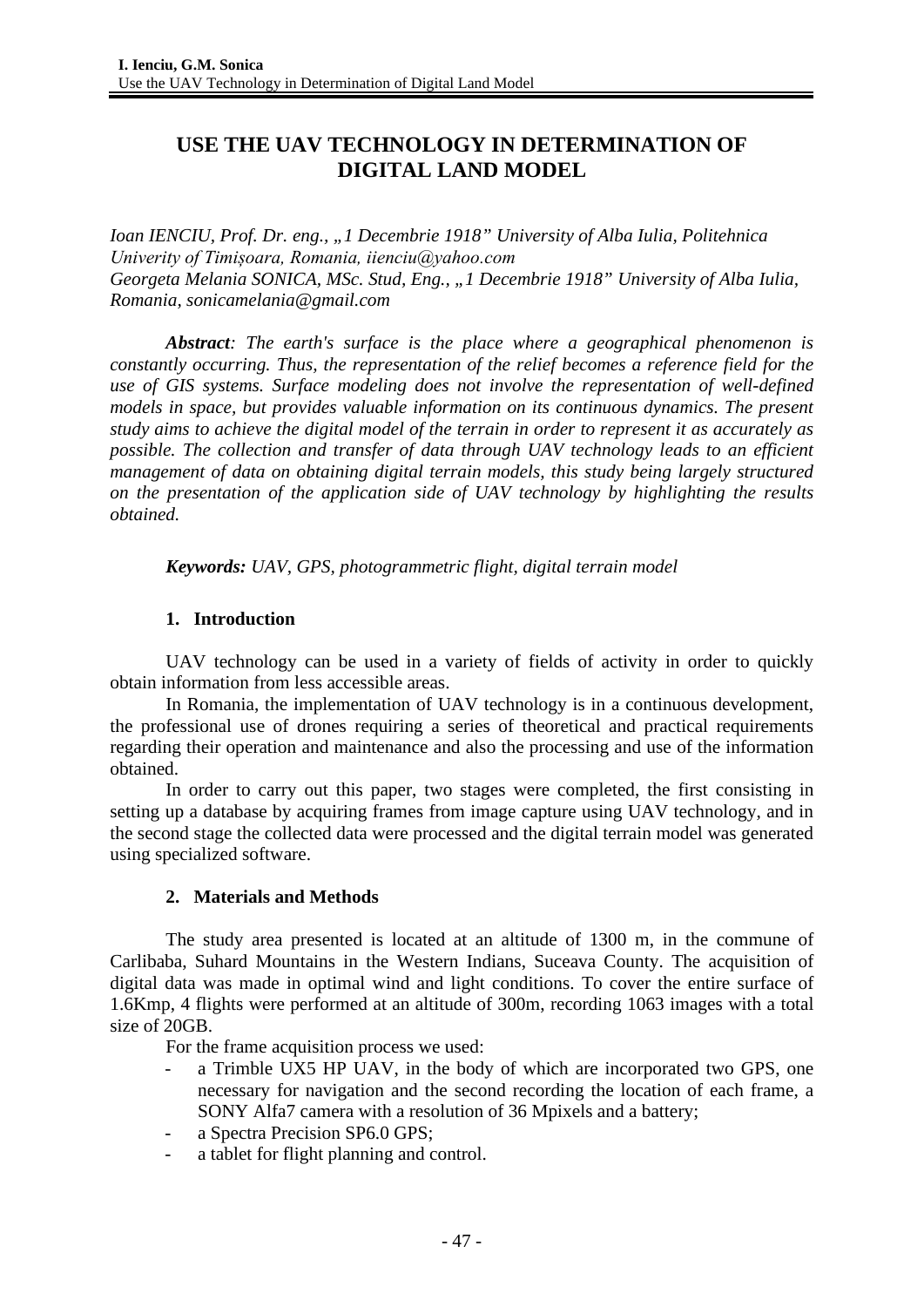# USE THE UAV TECHNOLOGY IN DETERMINATION OF DIGITAL LAND MODEL

*Ioan IENCIU, Prof. Dr. eng., „1 Decembrie 1918" University of Alba Iulia, Politehnica Univerity of Timișoara, Romania, iienciu@yahoo.com*
*Georgeta Melania SONICA, MSc. Stud, Eng., „1 Decembrie 1918" University of Alba Iulia, Romania, sonicamelania@gmail.com*

***Abstract**: The earth's surface is the place where a geographical phenomenon is constantly occurring. Thus, the representation of the relief becomes a reference field for the use of GIS systems. Surface modeling does not involve the representation of well-defined models in space, but provides valuable information on its continuous dynamics. The present study aims to achieve the digital model of the terrain in order to represent it as accurately as possible. The collection and transfer of data through UAV technology leads to an efficient management of data on obtaining digital terrain models, this study being largely structured on the presentation of the application side of UAV technology by highlighting the results obtained.*

***Keywords:** UAV, GPS, photogrammetric flight, digital terrain model*

## 1. Introduction

UAV technology can be used in a variety of fields of activity in order to quickly obtain information from less accessible areas.

In Romania, the implementation of UAV technology is in a continuous development, the professional use of drones requiring a series of theoretical and practical requirements regarding their operation and maintenance and also the processing and use of the information obtained.

In order to carry out this paper, two stages were completed, the first consisting in setting up a database by acquiring frames from image capture using UAV technology, and in the second stage the collected data were processed and the digital terrain model was generated using specialized software.

## 2. Materials and Methods

The study area presented is located at an altitude of 1300 m, in the commune of Carlibaba, Suhard Mountains in the Western Indians, Suceava County. The acquisition of digital data was made in optimal wind and light conditions. To cover the entire surface of 1.6Kmp, 4 flights were performed at an altitude of 300m, recording 1063 images with a total size of 20GB.

For the frame acquisition process we used:

- a Trimble UX5 HP UAV, in the body of which are incorporated two GPS, one necessary for navigation and the second recording the location of each frame, a SONY Alfa7 camera with a resolution of 36 Mpixels and a battery;
- a Spectra Precision SP6.0 GPS;
- a tablet for flight planning and control.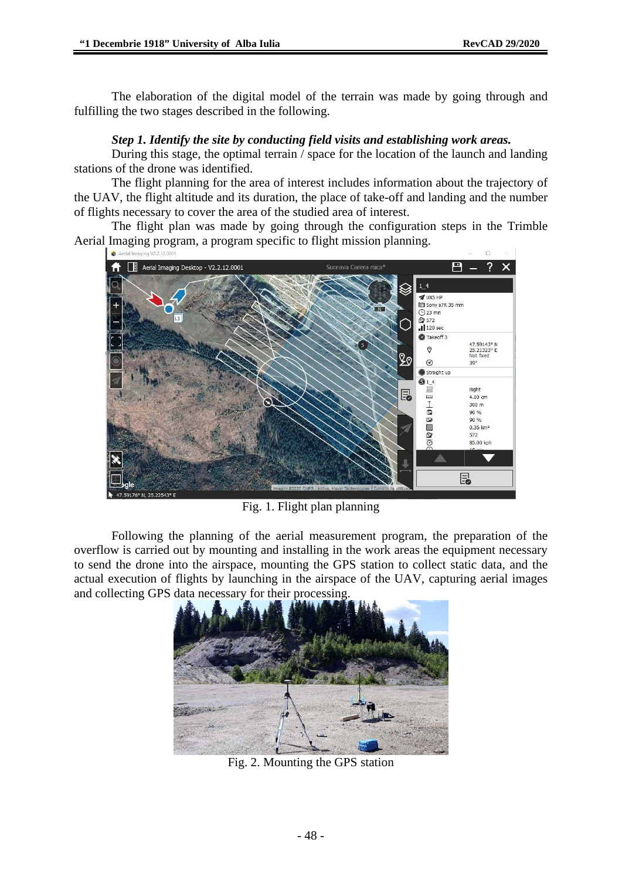The elaboration of the digital model of the terrain was made by going through and fulfilling the two stages described in the following.

***Step 1. Identify the site by conducting field visits and establishing work areas.***

During this stage, the optimal terrain / space for the location of the launch and landing stations of the drone was identified.

The flight planning for the area of interest includes information about the trajectory of the UAV, the flight altitude and its duration, the place of take-off and landing and the number of flights necessary to cover the area of the studied area of interest.

The flight plan was made by going through the configuration steps in the Trimble Aerial Imaging program, a program specific to flight mission planning.

Fig. 1. Flight plan planning

Following the planning of the aerial measurement program, the preparation of the overflow is carried out by mounting and installing in the work areas the equipment necessary to send the drone into the airspace, mounting the GPS station to collect static data, and the actual execution of flights by launching in the airspace of the UAV, capturing aerial images and collecting GPS data necessary for their processing.

Fig. 2. Mounting the GPS station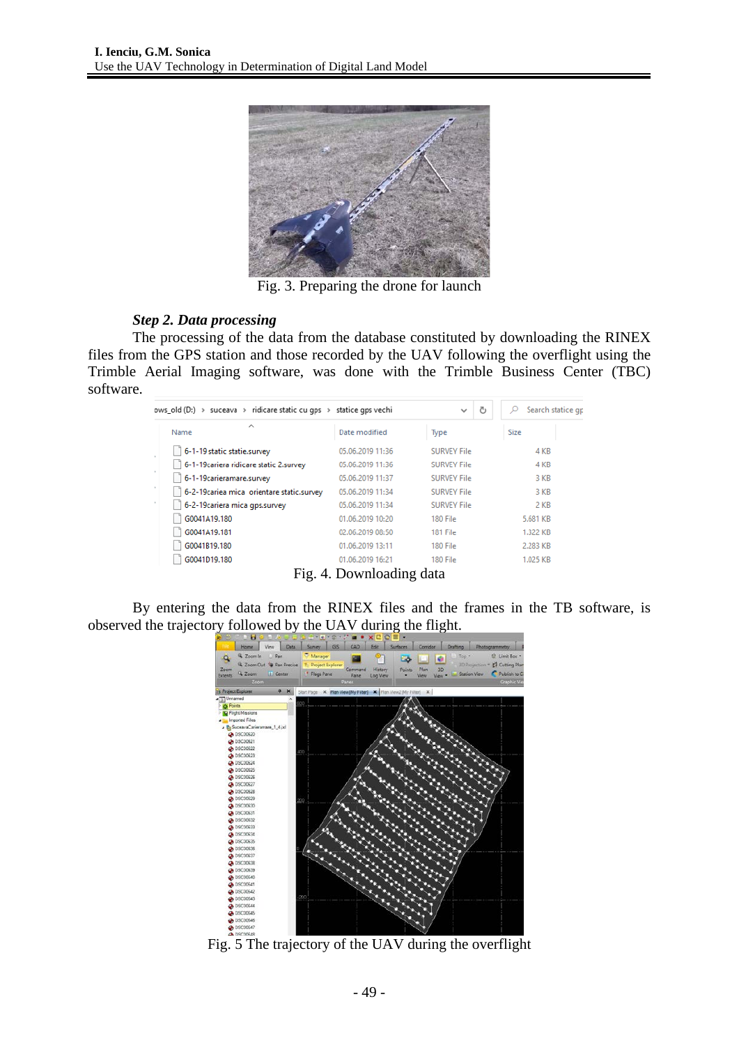Fig. 3. Preparing the drone for launch

***Step 2. Data processing***

The processing of the data from the database constituted by downloading the RINEX files from the GPS station and those recorded by the UAV following the overflight using the Trimble Aerial Imaging software, was done with the Trimble Business Center (TBC) software.

Fig. 4. Downloading data

By entering the data from the RINEX files and the frames in the TB software, is observed the trajectory followed by the UAV during the flight.

Fig. 5 The trajectory of the UAV during the overflight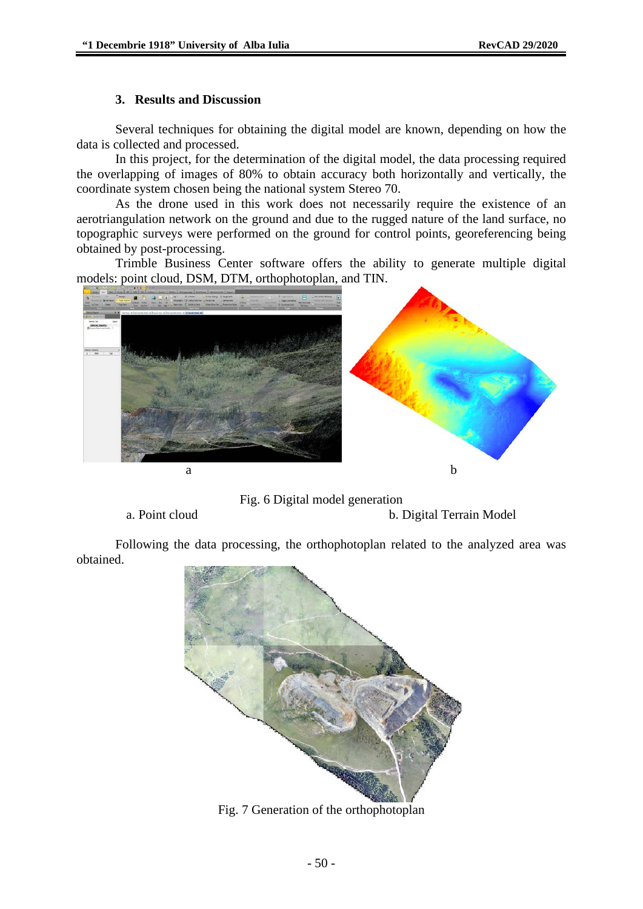### 3. Results and Discussion

Several techniques for obtaining the digital model are known, depending on how the data is collected and processed.

In this project, for the determination of the digital model, the data processing required the overlapping of images of 80% to obtain accuracy both horizontally and vertically, the coordinate system chosen being the national system Stereo 70.

As the drone used in this work does not necessarily require the existence of an aerotriangulation network on the ground and due to the rugged nature of the land surface, no topographic surveys were performed on the ground for control points, georeferencing being obtained by post-processing.

Trimble Business Center software offers the ability to generate multiple digital models: point cloud, DSM, DTM, orthophotoplan, and TIN.

a b

Fig. 6 Digital model generation

a. Point cloud b. Digital Terrain Model

Following the data processing, the orthophotoplan related to the analyzed area was obtained.

Fig. 7 Generation of the orthophotoplan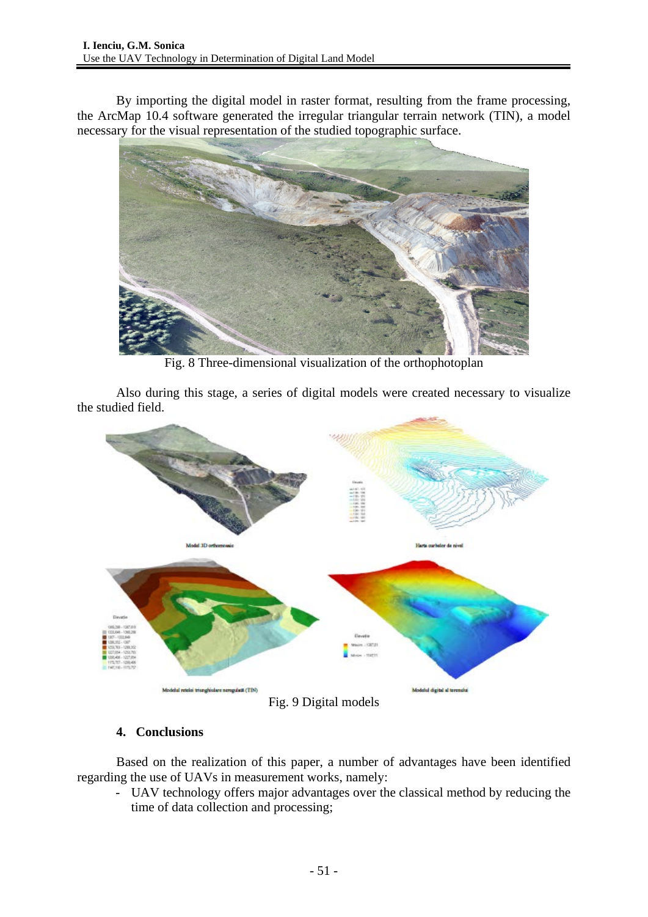By importing the digital model in raster format, resulting from the frame processing, the ArcMap 10.4 software generated the irregular triangular terrain network (TIN), a model necessary for the visual representation of the studied topographic surface.

Fig. 8 Three-dimensional visualization of the orthophotoplan

Also during this stage, a series of digital models were created necessary to visualize the studied field.

Fig. 9 Digital models

## 4. Conclusions

Based on the realization of this paper, a number of advantages have been identified regarding the use of UAVs in measurement works, namely:

- UAV technology offers major advantages over the classical method by reducing the time of data collection and processing;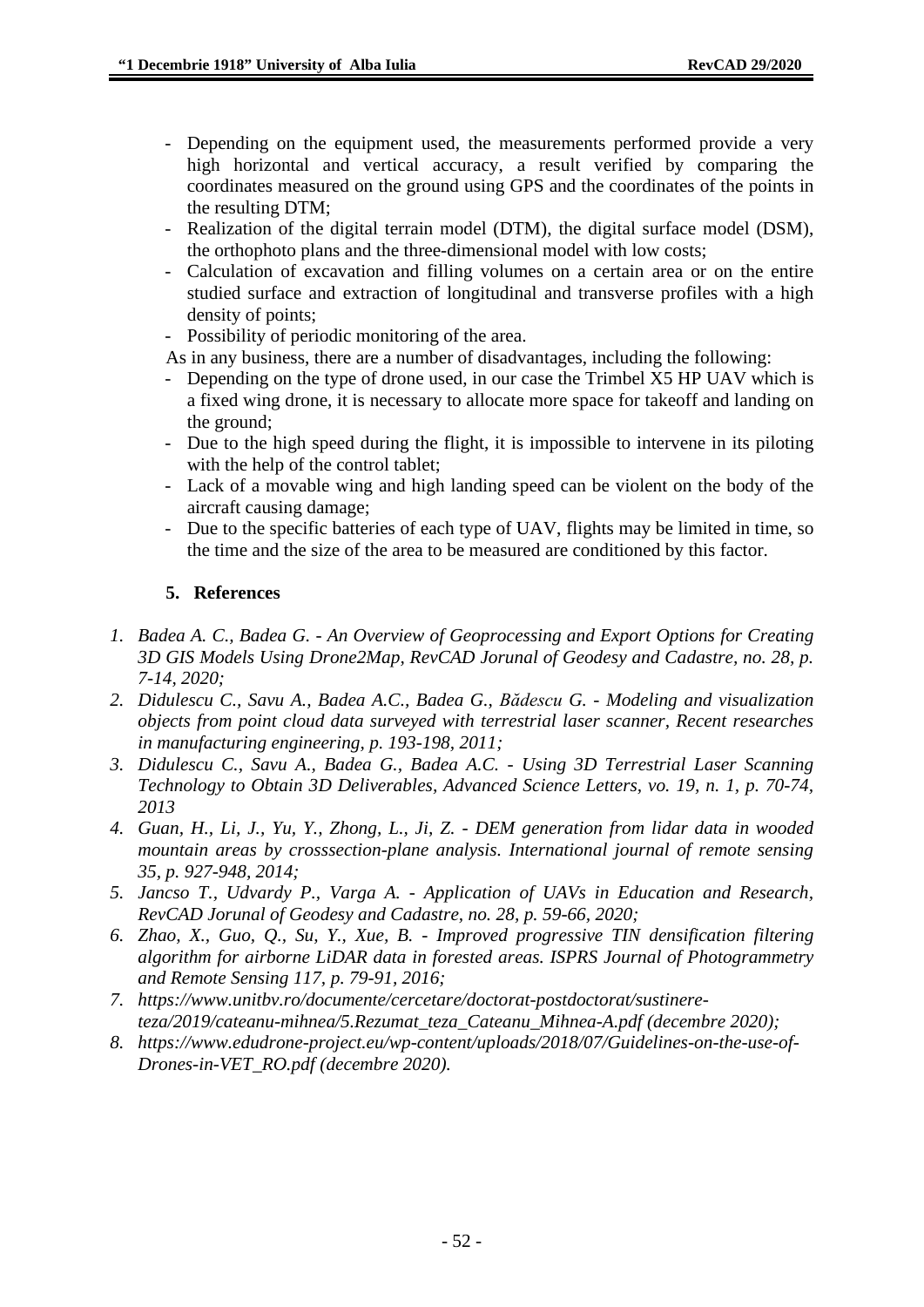- Depending on the equipment used, the measurements performed provide a very high horizontal and vertical accuracy, a result verified by comparing the coordinates measured on the ground using GPS and the coordinates of the points in the resulting DTM;
- Realization of the digital terrain model (DTM), the digital surface model (DSM), the orthophoto plans and the three-dimensional model with low costs;
- Calculation of excavation and filling volumes on a certain area or on the entire studied surface and extraction of longitudinal and transverse profiles with a high density of points;
- Possibility of periodic monitoring of the area.

As in any business, there are a number of disadvantages, including the following:

- Depending on the type of drone used, in our case the Trimbel X5 HP UAV which is a fixed wing drone, it is necessary to allocate more space for takeoff and landing on the ground;
- Due to the high speed during the flight, it is impossible to intervene in its piloting with the help of the control tablet;
- Lack of a movable wing and high landing speed can be violent on the body of the aircraft causing damage;
- Due to the specific batteries of each type of UAV, flights may be limited in time, so the time and the size of the area to be measured are conditioned by this factor.

## 5. References

1. *Badea A. C., Badea G. - An Overview of Geoprocessing and Export Options for Creating 3D GIS Models Using Drone2Map, RevCAD Jorunal of Geodesy and Cadastre, no. 28, p. 7-14, 2020;*
2. *Didulescu C., Savu A., Badea A.C., Badea G., Bădescu G. - Modeling and visualization objects from point cloud data surveyed with terrestrial laser scanner, Recent researches in manufacturing engineering, p. 193-198, 2011;*
3. *Didulescu C., Savu A., Badea G., Badea A.C. - Using 3D Terrestrial Laser Scanning Technology to Obtain 3D Deliverables, Advanced Science Letters, vo. 19, n. 1, p. 70-74, 2013*
4. *Guan, H., Li, J., Yu, Y., Zhong, L., Ji, Z. - DEM generation from lidar data in wooded mountain areas by crosssection-plane analysis. International journal of remote sensing 35, p. 927-948, 2014;*
5. *Jancso T., Udvardy P., Varga A. - Application of UAVs in Education and Research, RevCAD Jorunal of Geodesy and Cadastre, no. 28, p. 59-66, 2020;*
6. *Zhao, X., Guo, Q., Su, Y., Xue, B. - Improved progressive TIN densification filtering algorithm for airborne LiDAR data in forested areas. ISPRS Journal of Photogrammetry and Remote Sensing 117, p. 79-91, 2016;*
7. *https://www.unitbv.ro/documente/cercetare/doctorat-postdoctorat/sustinere-teza/2019/cateanu-mihnea/5.Rezumat_teza_Cateanu_Mihnea-A.pdf (decembre 2020);*
8. *https://www.edudrone-project.eu/wp-content/uploads/2018/07/Guidelines-on-the-use-of-Drones-in-VET_RO.pdf (decembre 2020).*